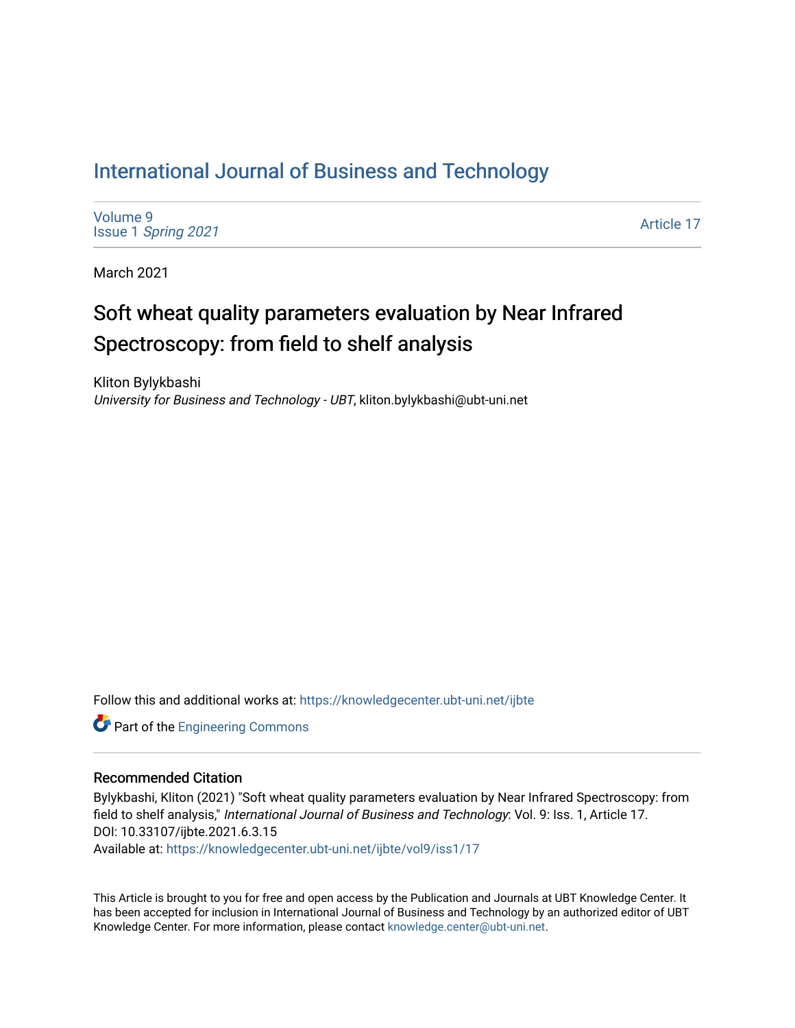# International Journal of Business and Technology

Volume 9
Issue 1 *Spring 2021*

Article 17

March 2021

## Soft wheat quality parameters evaluation by Near Infrared Spectroscopy: from field to shelf analysis

Kliton Bylykbashi
*University for Business and Technology - UBT*, kliton.bylykbashi@ubt-uni.net

Follow this and additional works at: https://knowledgecenter.ubt-uni.net/ijbte

Part of the Engineering Commons

### Recommended Citation

Bylykbashi, Kliton (2021) "Soft wheat quality parameters evaluation by Near Infrared Spectroscopy: from field to shelf analysis," *International Journal of Business and Technology*: Vol. 9: Iss. 1, Article 17.
DOI: 10.33107/ijbte.2021.6.3.15
Available at: https://knowledgecenter.ubt-uni.net/ijbte/vol9/iss1/17

This Article is brought to you for free and open access by the Publication and Journals at UBT Knowledge Center. It has been accepted for inclusion in International Journal of Business and Technology by an authorized editor of UBT Knowledge Center. For more information, please contact knowledge.center@ubt-uni.net.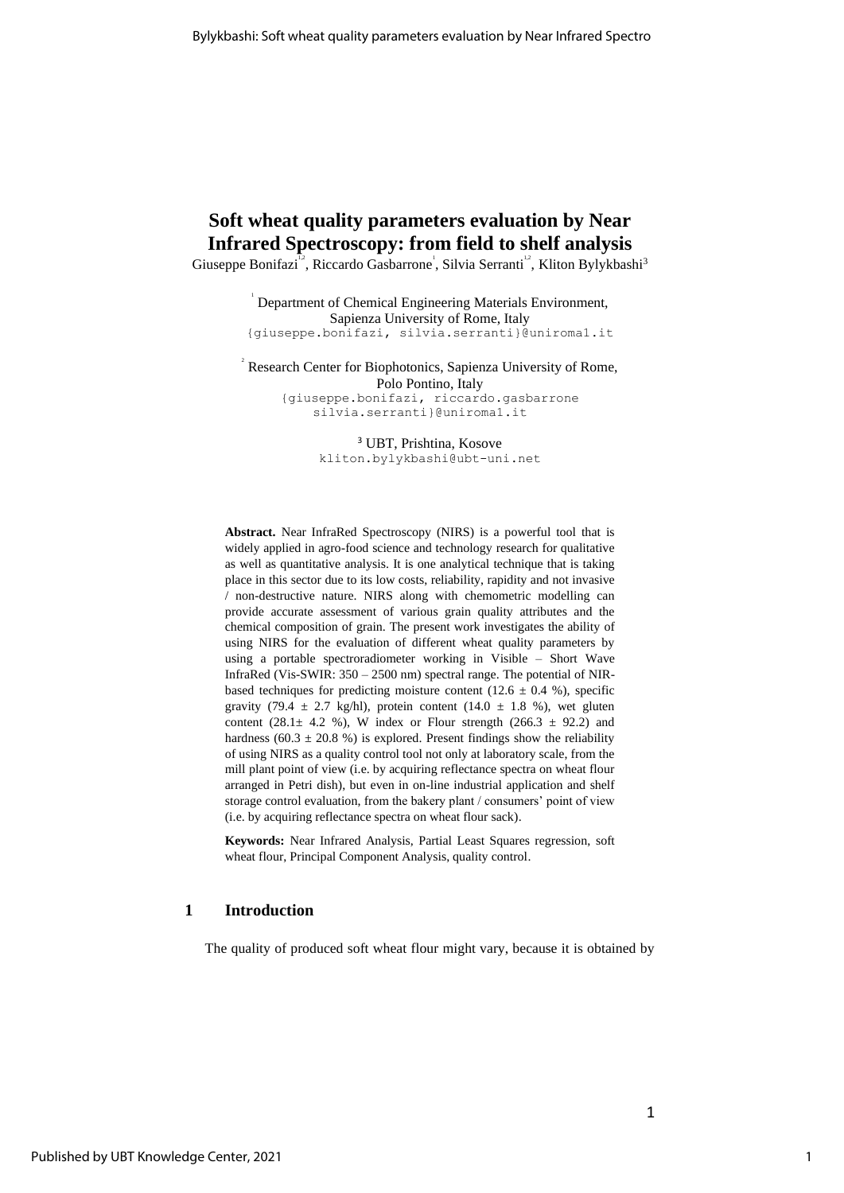# Soft wheat quality parameters evaluation by Near Infrared Spectroscopy: from field to shelf analysis

Giuseppe Bonifazi[1,2], Riccardo Gasbarrone[1], Silvia Serranti[1,2], Kliton Bylykbashi[3]

[1] Department of Chemical Engineering Materials Environment, Sapienza University of Rome, Italy
{giuseppe.bonifazi, silvia.serranti}@uniroma1.it

[2] Research Center for Biophotonics, Sapienza University of Rome, Polo Pontino, Italy
{giuseppe.bonifazi, riccardo.gasbarrone silvia.serranti}@uniroma1.it

[3] UBT, Prishtina, Kosove
kliton.bylykbashi@ubt-uni.net

**Abstract.** Near InfraRed Spectroscopy (NIRS) is a powerful tool that is widely applied in agro-food science and technology research for qualitative as well as quantitative analysis. It is one analytical technique that is taking place in this sector due to its low costs, reliability, rapidity and not invasive / non-destructive nature. NIRS along with chemometric modelling can provide accurate assessment of various grain quality attributes and the chemical composition of grain. The present work investigates the ability of using NIRS for the evaluation of different wheat quality parameters by using a portable spectroradiometer working in Visible – Short Wave InfraRed (Vis-SWIR: 350 – 2500 nm) spectral range. The potential of NIR-based techniques for predicting moisture content (12.6 ± 0.4 %), specific gravity (79.4 ± 2.7 kg/hl), protein content (14.0 ± 1.8 %), wet gluten content (28.1± 4.2 %), W index or Flour strength (266.3 ± 92.2) and hardness (60.3 ± 20.8 %) is explored. Present findings show the reliability of using NIRS as a quality control tool not only at laboratory scale, from the mill plant point of view (i.e. by acquiring reflectance spectra on wheat flour arranged in Petri dish), but even in on-line industrial application and shelf storage control evaluation, from the bakery plant / consumers' point of view (i.e. by acquiring reflectance spectra on wheat flour sack).

**Keywords:** Near Infrared Analysis, Partial Least Squares regression, soft wheat flour, Principal Component Analysis, quality control.

## 1 Introduction

The quality of produced soft wheat flour might vary, because it is obtained by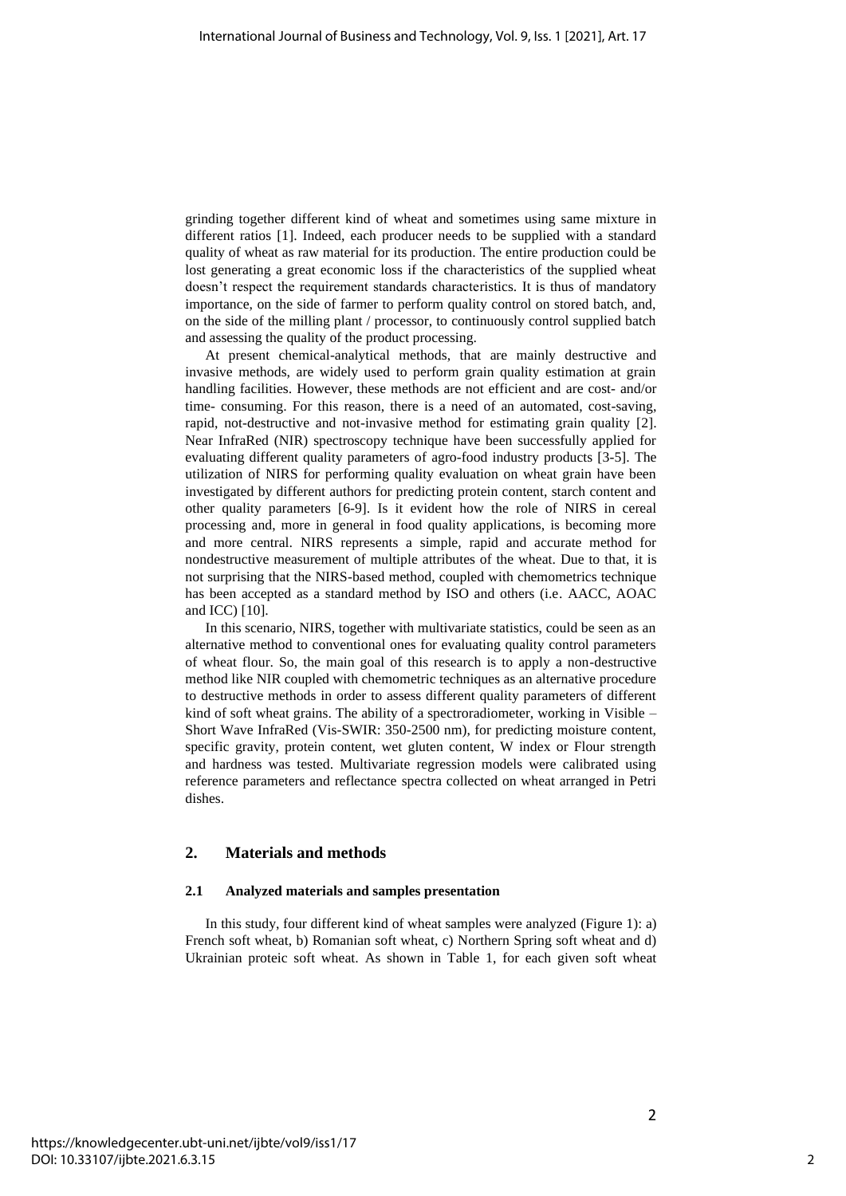grinding together different kind of wheat and sometimes using same mixture in different ratios [1]. Indeed, each producer needs to be supplied with a standard quality of wheat as raw material for its production. The entire production could be lost generating a great economic loss if the characteristics of the supplied wheat doesn't respect the requirement standards characteristics. It is thus of mandatory importance, on the side of farmer to perform quality control on stored batch, and, on the side of the milling plant / processor, to continuously control supplied batch and assessing the quality of the product processing.

At present chemical-analytical methods, that are mainly destructive and invasive methods, are widely used to perform grain quality estimation at grain handling facilities. However, these methods are not efficient and are cost- and/or time- consuming. For this reason, there is a need of an automated, cost-saving, rapid, not-destructive and not-invasive method for estimating grain quality [2]. Near InfraRed (NIR) spectroscopy technique have been successfully applied for evaluating different quality parameters of agro-food industry products [3-5]. The utilization of NIRS for performing quality evaluation on wheat grain have been investigated by different authors for predicting protein content, starch content and other quality parameters [6-9]. Is it evident how the role of NIRS in cereal processing and, more in general in food quality applications, is becoming more and more central. NIRS represents a simple, rapid and accurate method for nondestructive measurement of multiple attributes of the wheat. Due to that, it is not surprising that the NIRS-based method, coupled with chemometrics technique has been accepted as a standard method by ISO and others (i.e. AACC, AOAC and ICC) [10].

In this scenario, NIRS, together with multivariate statistics, could be seen as an alternative method to conventional ones for evaluating quality control parameters of wheat flour. So, the main goal of this research is to apply a non-destructive method like NIR coupled with chemometric techniques as an alternative procedure to destructive methods in order to assess different quality parameters of different kind of soft wheat grains. The ability of a spectroradiometer, working in Visible – Short Wave InfraRed (Vis-SWIR: 350-2500 nm), for predicting moisture content, specific gravity, protein content, wet gluten content, W index or Flour strength and hardness was tested. Multivariate regression models were calibrated using reference parameters and reflectance spectra collected on wheat arranged in Petri dishes.

## 2. Materials and methods

### 2.1 Analyzed materials and samples presentation

In this study, four different kind of wheat samples were analyzed (Figure 1): a) French soft wheat, b) Romanian soft wheat, c) Northern Spring soft wheat and d) Ukrainian proteic soft wheat. As shown in Table 1, for each given soft wheat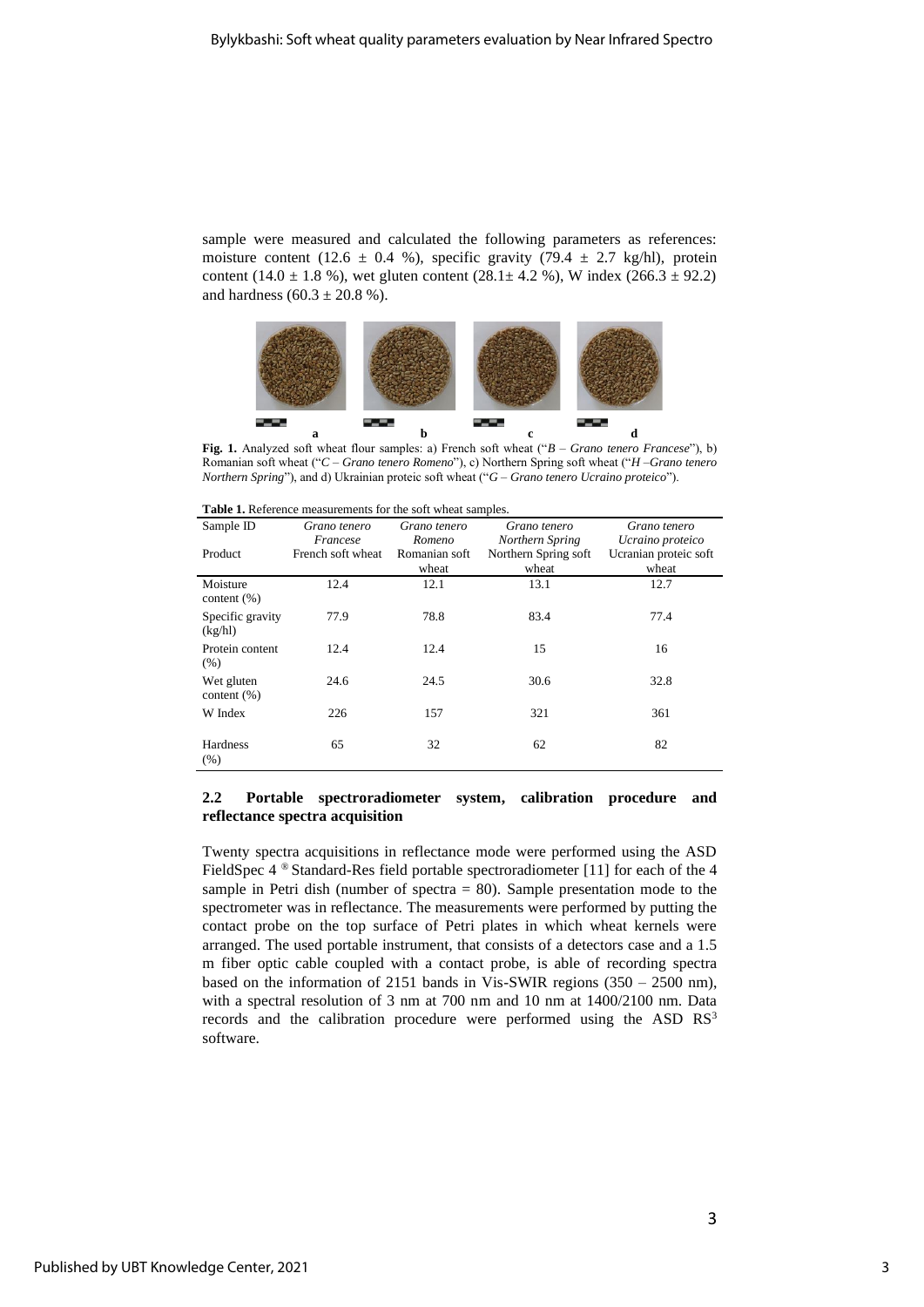sample were measured and calculated the following parameters as references: moisture content (12.6 ± 0.4 %), specific gravity (79.4 ± 2.7 kg/hl), protein content (14.0 ± 1.8 %), wet gluten content (28.1± 4.2 %), W index (266.3 ± 92.2) and hardness (60.3 ± 20.8 %).

**Fig. 1.** Analyzed soft wheat flour samples: a) French soft wheat ("*B – Grano tenero Francese*"), b) Romanian soft wheat ("*C – Grano tenero Romeno*"), c) Northern Spring soft wheat ("*H –Grano tenero Northern Spring*"), and d) Ukrainian proteic soft wheat ("*G – Grano tenero Ucraino proteico*").

**Table 1.** Reference measurements for the soft wheat samples.

| Sample ID | *Grano tenero Francese* | *Grano tenero Romeno* | *Grano tenero Northern Spring* | *Grano tenero Ucraino proteico* |
|---|---|---|---|---|
| Product | French soft wheat | Romanian soft wheat | Northern Spring soft wheat | Ucranian proteic soft wheat |
| Moisture content (%) | 12.4 | 12.1 | 13.1 | 12.7 |
| Specific gravity (kg/hl) | 77.9 | 78.8 | 83.4 | 77.4 |
| Protein content (%) | 12.4 | 12.4 | 15 | 16 |
| Wet gluten content (%) | 24.6 | 24.5 | 30.6 | 32.8 |
| W Index | 226 | 157 | 321 | 361 |
| Hardness (%) | 65 | 32 | 62 | 82 |

### 2.2 Portable spectroradiometer system, calibration procedure and reflectance spectra acquisition

Twenty spectra acquisitions in reflectance mode were performed using the ASD FieldSpec 4 ® Standard-Res field portable spectroradiometer [11] for each of the 4 sample in Petri dish (number of spectra = 80). Sample presentation mode to the spectrometer was in reflectance. The measurements were performed by putting the contact probe on the top surface of Petri plates in which wheat kernels were arranged. The used portable instrument, that consists of a detectors case and a 1.5 m fiber optic cable coupled with a contact probe, is able of recording spectra based on the information of 2151 bands in Vis-SWIR regions (350 – 2500 nm), with a spectral resolution of 3 nm at 700 nm and 10 nm at 1400/2100 nm. Data records and the calibration procedure were performed using the ASD $RS^3$ software.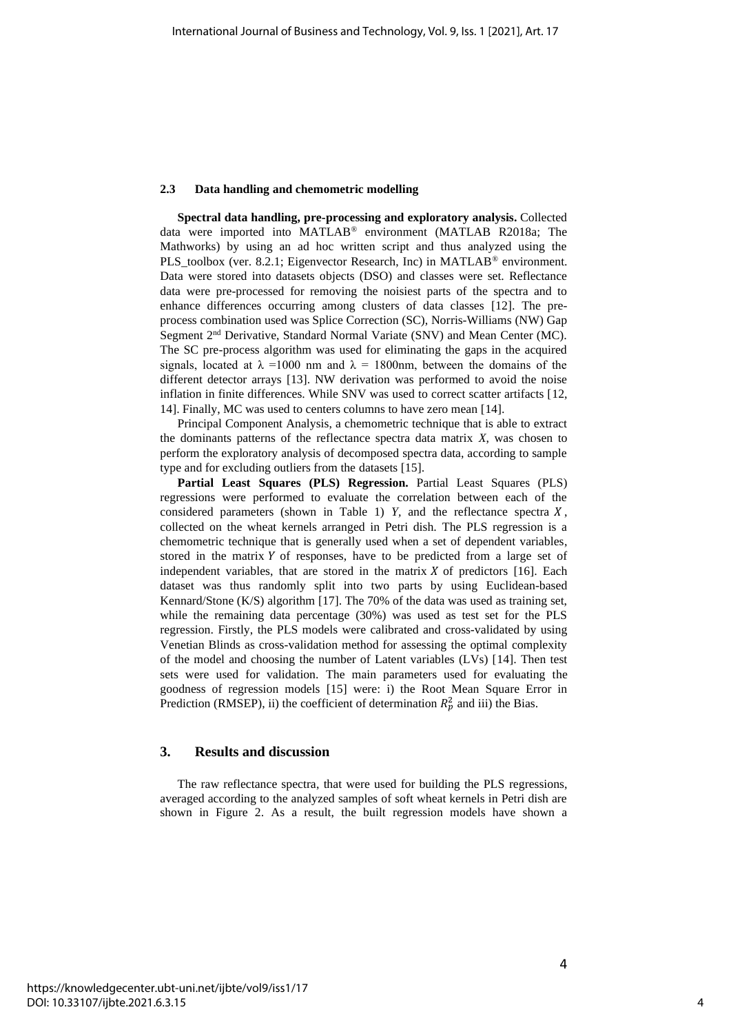### 2.3 Data handling and chemometric modelling

**Spectral data handling, pre-processing and exploratory analysis.** Collected data were imported into MATLAB® environment (MATLAB R2018a; The Mathworks) by using an ad hoc written script and thus analyzed using the PLS_toolbox (ver. 8.2.1; Eigenvector Research, Inc) in MATLAB® environment. Data were stored into datasets objects (DSO) and classes were set. Reflectance data were pre-processed for removing the noisiest parts of the spectra and to enhance differences occurring among clusters of data classes [12]. The pre-process combination used was Splice Correction (SC), Norris-Williams (NW) Gap Segment 2nd Derivative, Standard Normal Variate (SNV) and Mean Center (MC). The SC pre-process algorithm was used for eliminating the gaps in the acquired signals, located at $\lambda$ =1000 nm and $\lambda$ = 1800nm, between the domains of the different detector arrays [13]. NW derivation was performed to avoid the noise inflation in finite differences. While SNV was used to correct scatter artifacts [12, 14]. Finally, MC was used to centers columns to have zero mean [14].

Principal Component Analysis, a chemometric technique that is able to extract the dominants patterns of the reflectance spectra data matrix $X$, was chosen to perform the exploratory analysis of decomposed spectra data, according to sample type and for excluding outliers from the datasets [15].

**Partial Least Squares (PLS) Regression.** Partial Least Squares (PLS) regressions were performed to evaluate the correlation between each of the considered parameters (shown in Table 1) $Y$, and the reflectance spectra $X$, collected on the wheat kernels arranged in Petri dish. The PLS regression is a chemometric technique that is generally used when a set of dependent variables, stored in the matrix $Y$ of responses, have to be predicted from a large set of independent variables, that are stored in the matrix $X$ of predictors [16]. Each dataset was thus randomly split into two parts by using Euclidean-based Kennard/Stone (K/S) algorithm [17]. The 70% of the data was used as training set, while the remaining data percentage (30%) was used as test set for the PLS regression. Firstly, the PLS models were calibrated and cross-validated by using Venetian Blinds as cross-validation method for assessing the optimal complexity of the model and choosing the number of Latent variables (LVs) [14]. Then test sets were used for validation. The main parameters used for evaluating the goodness of regression models [15] were: i) the Root Mean Square Error in Prediction (RMSEP), ii) the coefficient of determination $R_p^2$ and iii) the Bias.

## 3. Results and discussion

The raw reflectance spectra, that were used for building the PLS regressions, averaged according to the analyzed samples of soft wheat kernels in Petri dish are shown in Figure 2. As a result, the built regression models have shown a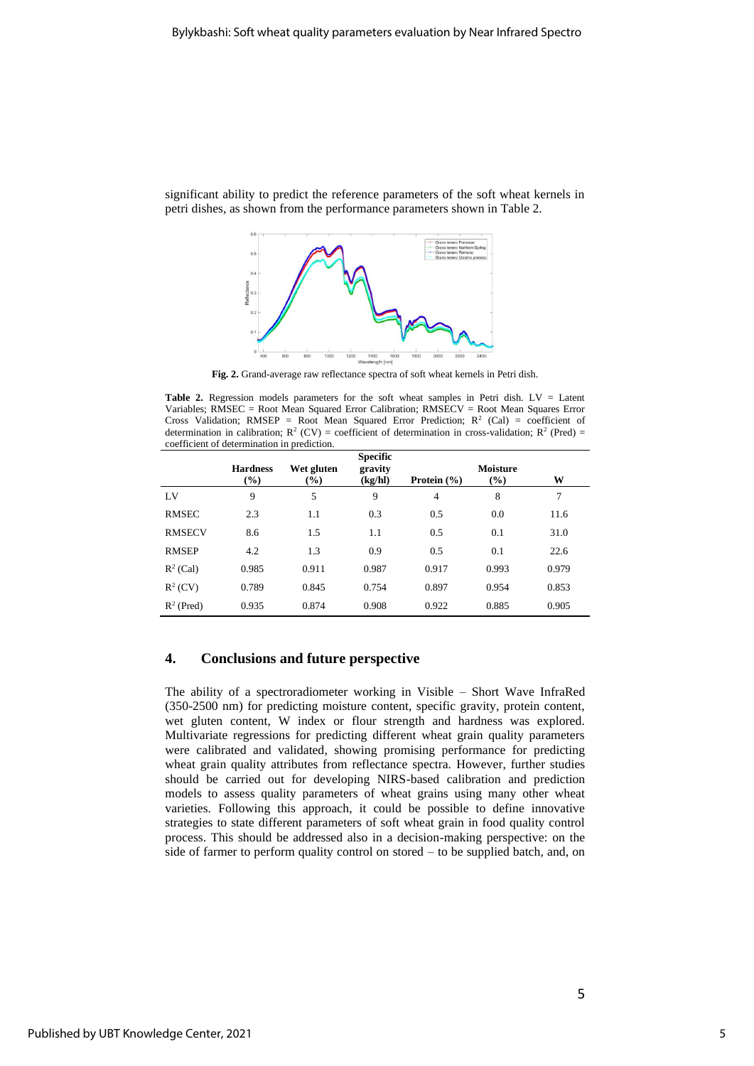significant ability to predict the reference parameters of the soft wheat kernels in petri dishes, as shown from the performance parameters shown in Table 2.

**Fig. 2.** Grand-average raw reflectance spectra of soft wheat kernels in Petri dish.

**Table 2.** Regression models parameters for the soft wheat samples in Petri dish. LV = Latent Variables; RMSEC = Root Mean Squared Error Calibration; RMSECV = Root Mean Squares Error Cross Validation; RMSEP = Root Mean Squared Error Prediction; $R^2$ (Cal) = coefficient of determination in calibration; $R^2$ (CV) = coefficient of determination in cross-validation; $R^2$ (Pred) = coefficient of determination in prediction.

| | Hardness (%) | Wet gluten (%) | Specific gravity (kg/hl) | Protein (%) | Moisture (%) | W |
|---|---|---|---|---|---|---|
| LV | 9 | 5 | 9 | 4 | 8 | 7 |
| RMSEC | 2.3 | 1.1 | 0.3 | 0.5 | 0.0 | 11.6 |
| RMSECV | 8.6 | 1.5 | 1.1 | 0.5 | 0.1 | 31.0 |
| RMSEP | 4.2 | 1.3 | 0.9 | 0.5 | 0.1 | 22.6 |
| $R^2$ (Cal) | 0.985 | 0.911 | 0.987 | 0.917 | 0.993 | 0.979 |
| $R^2$ (CV) | 0.789 | 0.845 | 0.754 | 0.897 | 0.954 | 0.853 |
| $R^2$ (Pred) | 0.935 | 0.874 | 0.908 | 0.922 | 0.885 | 0.905 |

## 4. Conclusions and future perspective

The ability of a spectroradiometer working in Visible – Short Wave InfraRed (350-2500 nm) for predicting moisture content, specific gravity, protein content, wet gluten content, W index or flour strength and hardness was explored. Multivariate regressions for predicting different wheat grain quality parameters were calibrated and validated, showing promising performance for predicting wheat grain quality attributes from reflectance spectra. However, further studies should be carried out for developing NIRS-based calibration and prediction models to assess quality parameters of wheat grains using many other wheat varieties. Following this approach, it could be possible to define innovative strategies to state different parameters of soft wheat grain in food quality control process. This should be addressed also in a decision-making perspective: on the side of farmer to perform quality control on stored – to be supplied batch, and, on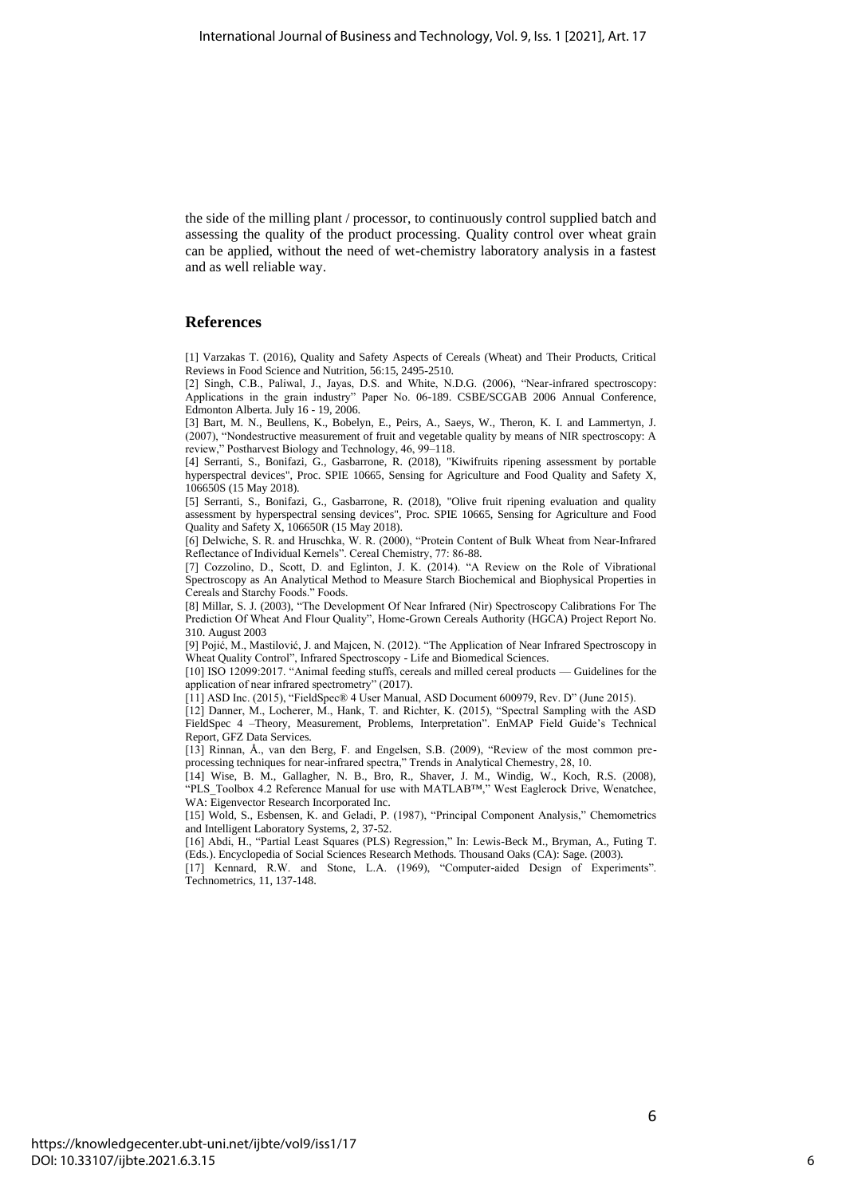the side of the milling plant / processor, to continuously control supplied batch and assessing the quality of the product processing. Quality control over wheat grain can be applied, without the need of wet-chemistry laboratory analysis in a fastest and as well reliable way.

## References

[1] Varzakas T. (2016), Quality and Safety Aspects of Cereals (Wheat) and Their Products, Critical Reviews in Food Science and Nutrition, 56:15, 2495-2510.

[2] Singh, C.B., Paliwal, J., Jayas, D.S. and White, N.D.G. (2006), "Near-infrared spectroscopy: Applications in the grain industry" Paper No. 06-189. CSBE/SCGAB 2006 Annual Conference, Edmonton Alberta. July 16 - 19, 2006.

[3] Bart, M. N., Beullens, K., Bobelyn, E., Peirs, A., Saeys, W., Theron, K. I. and Lammertyn, J. (2007), "Nondestructive measurement of fruit and vegetable quality by means of NIR spectroscopy: A review," Postharvest Biology and Technology, 46, 99–118.

[4] Serranti, S., Bonifazi, G., Gasbarrone, R. (2018), "Kiwifruits ripening assessment by portable hyperspectral devices", Proc. SPIE 10665, Sensing for Agriculture and Food Quality and Safety X, 106650S (15 May 2018).

[5] Serranti, S., Bonifazi, G., Gasbarrone, R. (2018), "Olive fruit ripening evaluation and quality assessment by hyperspectral sensing devices", Proc. SPIE 10665, Sensing for Agriculture and Food Quality and Safety X, 106650R (15 May 2018).

[6] Delwiche, S. R. and Hruschka, W. R. (2000), "Protein Content of Bulk Wheat from Near-Infrared Reflectance of Individual Kernels". Cereal Chemistry, 77: 86-88.

[7] Cozzolino, D., Scott, D. and Eglinton, J. K. (2014). "A Review on the Role of Vibrational Spectroscopy as An Analytical Method to Measure Starch Biochemical and Biophysical Properties in Cereals and Starchy Foods." Foods.

[8] Millar, S. J. (2003), "The Development Of Near Infrared (Nir) Spectroscopy Calibrations For The Prediction Of Wheat And Flour Quality", Home-Grown Cereals Authority (HGCA) Project Report No. 310. August 2003

[9] Pojić, M., Mastilović, J. and Majcen, N. (2012). "The Application of Near Infrared Spectroscopy in Wheat Quality Control", Infrared Spectroscopy - Life and Biomedical Sciences.

[10] ISO 12099:2017. "Animal feeding stuffs, cereals and milled cereal products — Guidelines for the application of near infrared spectrometry" (2017).

[11] ASD Inc. (2015), "FieldSpec® 4 User Manual, ASD Document 600979, Rev. D" (June 2015).

[12] Danner, M., Locherer, M., Hank, T. and Richter, K. (2015), "Spectral Sampling with the ASD FieldSpec 4 –Theory, Measurement, Problems, Interpretation". EnMAP Field Guide's Technical Report, GFZ Data Services.

[13] Rinnan, Å., van den Berg, F. and Engelsen, S.B. (2009), "Review of the most common pre-processing techniques for near-infrared spectra," Trends in Analytical Chemstry, 28, 10.

[14] Wise, B. M., Gallagher, N. B., Bro, R., Shaver, J. M., Windig, W., Koch, R.S. (2008), "PLS_Toolbox 4.2 Reference Manual for use with MATLAB™," West Eaglerock Drive, Wenatchee, WA: Eigenvector Research Incorporated Inc.

[15] Wold, S., Esbensen, K. and Geladi, P. (1987), "Principal Component Analysis," Chemometrics and Intelligent Laboratory Systems, 2, 37-52.

[16] Abdi, H., "Partial Least Squares (PLS) Regression," In: Lewis-Beck M., Bryman, A., Futing T. (Eds.). Encyclopedia of Social Sciences Research Methods. Thousand Oaks (CA): Sage. (2003).

[17] Kennard, R.W. and Stone, L.A. (1969), "Computer-aided Design of Experiments". Technometrics, 11, 137-148.